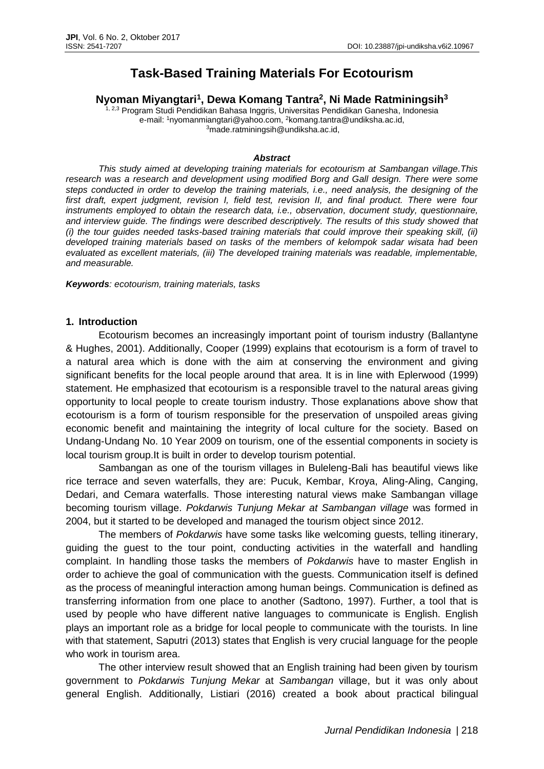# Task-Based Training Materials For Ecotourism

**Nyoman Miyangtari[1], Dewa Komang Tantra[2], Ni Made Ratminingsih[3]**

[1, 2,3] Program Studi Pendidikan Bahasa Inggris, Universitas Pendidikan Ganesha, Indonesia
e-mail: [1]nyomanmiangtari@yahoo.com, [2]komang.tantra@undiksha.ac.id, [3]made.ratminingsih@undiksha.ac.id,

***Abstract***

*This study aimed at developing training materials for ecotourism at Sambangan village.This research was a research and development using modified Borg and Gall design. There were some steps conducted in order to develop the training materials, i.e., need analysis, the designing of the first draft, expert judgment, revision I, field test, revision II, and final product. There were four instruments employed to obtain the research data, i.e., observation, document study, questionnaire, and interview guide. The findings were described descriptively. The results of this study showed that (i) the tour guides needed tasks-based training materials that could improve their speaking skill, (ii) developed training materials based on tasks of the members of kelompok sadar wisata had been evaluated as excellent materials, (iii) The developed training materials was readable, implementable, and measurable.*

***Keywords****: ecotourism, training materials, tasks*

## 1. Introduction

Ecotourism becomes an increasingly important point of tourism industry (Ballantyne & Hughes, 2001). Additionally, Cooper (1999) explains that ecotourism is a form of travel to a natural area which is done with the aim at conserving the environment and giving significant benefits for the local people around that area. It is in line with Eplerwood (1999) statement. He emphasized that ecotourism is a responsible travel to the natural areas giving opportunity to local people to create tourism industry. Those explanations above show that ecotourism is a form of tourism responsible for the preservation of unspoiled areas giving economic benefit and maintaining the integrity of local culture for the society. Based on Undang-Undang No. 10 Year 2009 on tourism, one of the essential components in society is local tourism group.It is built in order to develop tourism potential.

Sambangan as one of the tourism villages in Buleleng-Bali has beautiful views like rice terrace and seven waterfalls, they are: Pucuk, Kembar, Kroya, Aling-Aling, Canging, Dedari, and Cemara waterfalls. Those interesting natural views make Sambangan village becoming tourism village. *Pokdarwis Tunjung Mekar at Sambangan village* was formed in 2004, but it started to be developed and managed the tourism object since 2012.

The members of *Pokdarwis* have some tasks like welcoming guests, telling itinerary, guiding the guest to the tour point, conducting activities in the waterfall and handling complaint. In handling those tasks the members of *Pokdarwis* have to master English in order to achieve the goal of communication with the guests. Communication itself is defined as the process of meaningful interaction among human beings. Communication is defined as transferring information from one place to another (Sadtono, 1997). Further, a tool that is used by people who have different native languages to communicate is English. English plays an important role as a bridge for local people to communicate with the tourists. In line with that statement, Saputri (2013) states that English is very crucial language for the people who work in tourism area.

The other interview result showed that an English training had been given by tourism government to *Pokdarwis Tunjung Mekar* at *Sambangan* village, but it was only about general English. Additionally, Listiari (2016) created a book about practical bilingual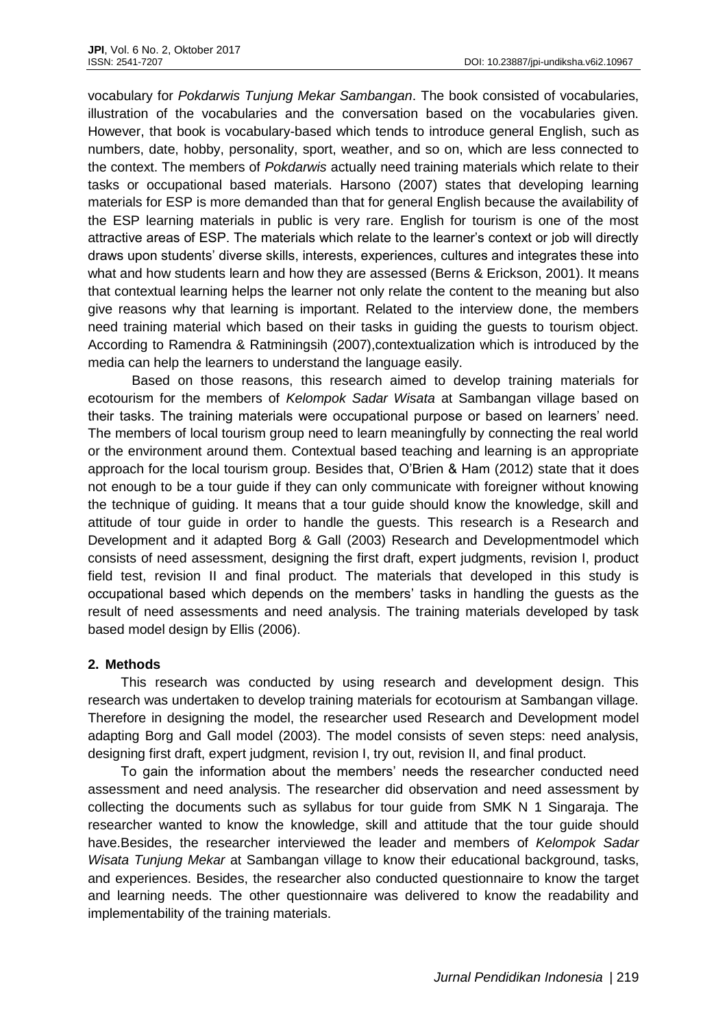vocabulary for *Pokdarwis Tunjung Mekar Sambangan*. The book consisted of vocabularies, illustration of the vocabularies and the conversation based on the vocabularies given. However, that book is vocabulary-based which tends to introduce general English, such as numbers, date, hobby, personality, sport, weather, and so on, which are less connected to the context. The members of *Pokdarwis* actually need training materials which relate to their tasks or occupational based materials. Harsono (2007) states that developing learning materials for ESP is more demanded than that for general English because the availability of the ESP learning materials in public is very rare. English for tourism is one of the most attractive areas of ESP. The materials which relate to the learner's context or job will directly draws upon students' diverse skills, interests, experiences, cultures and integrates these into what and how students learn and how they are assessed (Berns & Erickson, 2001). It means that contextual learning helps the learner not only relate the content to the meaning but also give reasons why that learning is important. Related to the interview done, the members need training material which based on their tasks in guiding the guests to tourism object. According to Ramendra & Ratminingsih (2007),contextualization which is introduced by the media can help the learners to understand the language easily.

Based on those reasons, this research aimed to develop training materials for ecotourism for the members of *Kelompok Sadar Wisata* at Sambangan village based on their tasks. The training materials were occupational purpose or based on learners' need. The members of local tourism group need to learn meaningfully by connecting the real world or the environment around them. Contextual based teaching and learning is an appropriate approach for the local tourism group. Besides that, O'Brien & Ham (2012) state that it does not enough to be a tour guide if they can only communicate with foreigner without knowing the technique of guiding. It means that a tour guide should know the knowledge, skill and attitude of tour guide in order to handle the guests. This research is a Research and Development and it adapted Borg & Gall (2003) Research and Developmentmodel which consists of need assessment, designing the first draft, expert judgments, revision I, product field test, revision II and final product. The materials that developed in this study is occupational based which depends on the members' tasks in handling the guests as the result of need assessments and need analysis. The training materials developed by task based model design by Ellis (2006).

## 2. Methods

This research was conducted by using research and development design. This research was undertaken to develop training materials for ecotourism at Sambangan village. Therefore in designing the model, the researcher used Research and Development model adapting Borg and Gall model (2003). The model consists of seven steps: need analysis, designing first draft, expert judgment, revision I, try out, revision II, and final product.

To gain the information about the members' needs the researcher conducted need assessment and need analysis. The researcher did observation and need assessment by collecting the documents such as syllabus for tour guide from SMK N 1 Singaraja. The researcher wanted to know the knowledge, skill and attitude that the tour guide should have.Besides, the researcher interviewed the leader and members of *Kelompok Sadar Wisata Tunjung Mekar* at Sambangan village to know their educational background, tasks, and experiences. Besides, the researcher also conducted questionnaire to know the target and learning needs. The other questionnaire was delivered to know the readability and implementability of the training materials.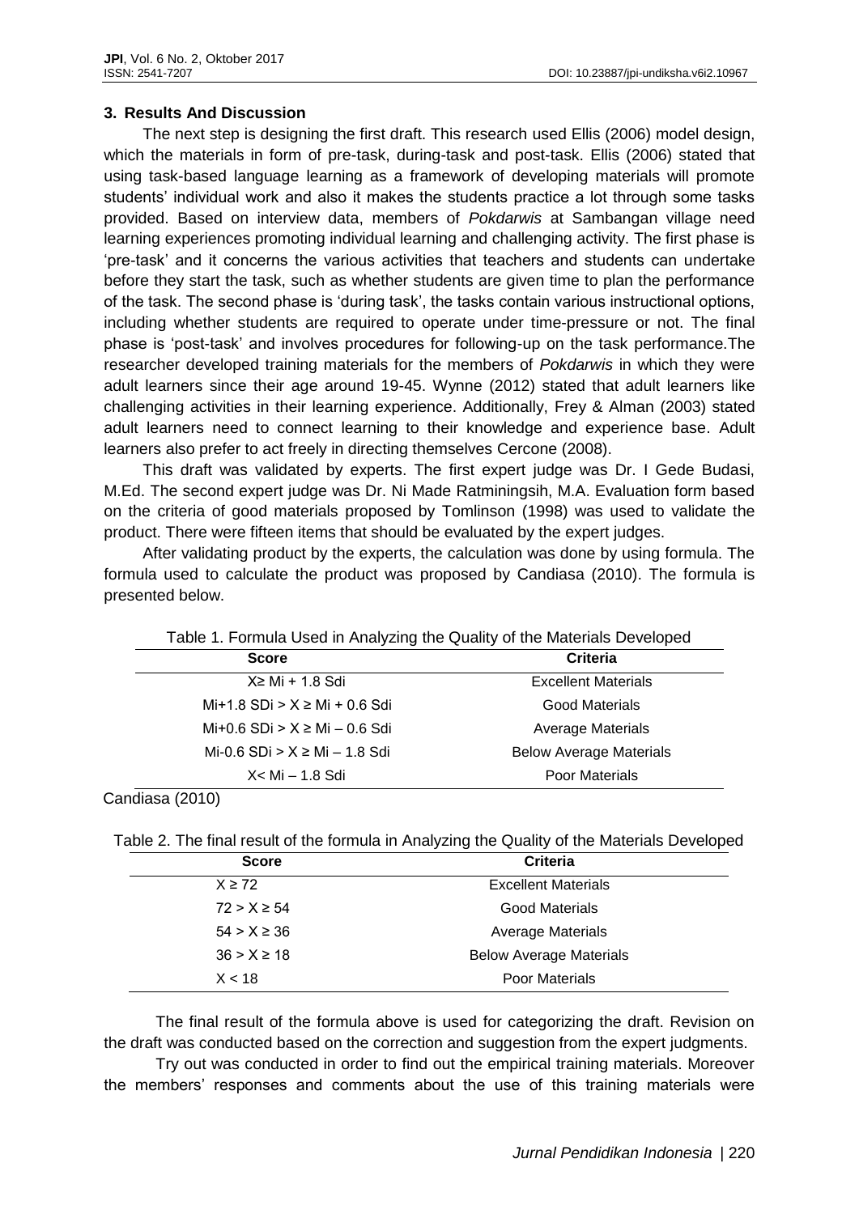### 3. Results And Discussion

The next step is designing the first draft. This research used Ellis (2006) model design, which the materials in form of pre-task, during-task and post-task. Ellis (2006) stated that using task-based language learning as a framework of developing materials will promote students' individual work and also it makes the students practice a lot through some tasks provided. Based on interview data, members of *Pokdarwis* at Sambangan village need learning experiences promoting individual learning and challenging activity. The first phase is 'pre-task' and it concerns the various activities that teachers and students can undertake before they start the task, such as whether students are given time to plan the performance of the task. The second phase is 'during task', the tasks contain various instructional options, including whether students are required to operate under time-pressure or not. The final phase is 'post-task' and involves procedures for following-up on the task performance.The researcher developed training materials for the members of *Pokdarwis* in which they were adult learners since their age around 19-45. Wynne (2012) stated that adult learners like challenging activities in their learning experience. Additionally, Frey & Alman (2003) stated adult learners need to connect learning to their knowledge and experience base. Adult learners also prefer to act freely in directing themselves Cercone (2008).

This draft was validated by experts. The first expert judge was Dr. I Gede Budasi, M.Ed. The second expert judge was Dr. Ni Made Ratminingsih, M.A. Evaluation form based on the criteria of good materials proposed by Tomlinson (1998) was used to validate the product. There were fifteen items that should be evaluated by the expert judges.

After validating product by the experts, the calculation was done by using formula. The formula used to calculate the product was proposed by Candiasa (2010). The formula is presented below.

Table 1. Formula Used in Analyzing the Quality of the Materials Developed

| Score | Criteria |
|---|---|
| $X \geq Mi + 1.8\ Sdi$ | Excellent Materials |
| $Mi + 1.8\ SDi > X \geq Mi + 0.6\ Sdi$ | Good Materials |
| $Mi + 0.6\ SDi > X \geq Mi - 0.6\ Sdi$ | Average Materials |
| $Mi - 0.6\ SDi > X \geq Mi - 1.8\ Sdi$ | Below Average Materials |
| $X < Mi - 1.8\ Sdi$ | Poor Materials |

Candiasa (2010)

Table 2. The final result of the formula in Analyzing the Quality of the Materials Developed

| Score | Criteria |
|---|---|
| $X \geq 72$ | Excellent Materials |
| $72 > X \geq 54$ | Good Materials |
| $54 > X \geq 36$ | Average Materials |
| $36 > X \geq 18$ | Below Average Materials |
| $X < 18$ | Poor Materials |

The final result of the formula above is used for categorizing the draft. Revision on the draft was conducted based on the correction and suggestion from the expert judgments.

Try out was conducted in order to find out the empirical training materials. Moreover the members' responses and comments about the use of this training materials were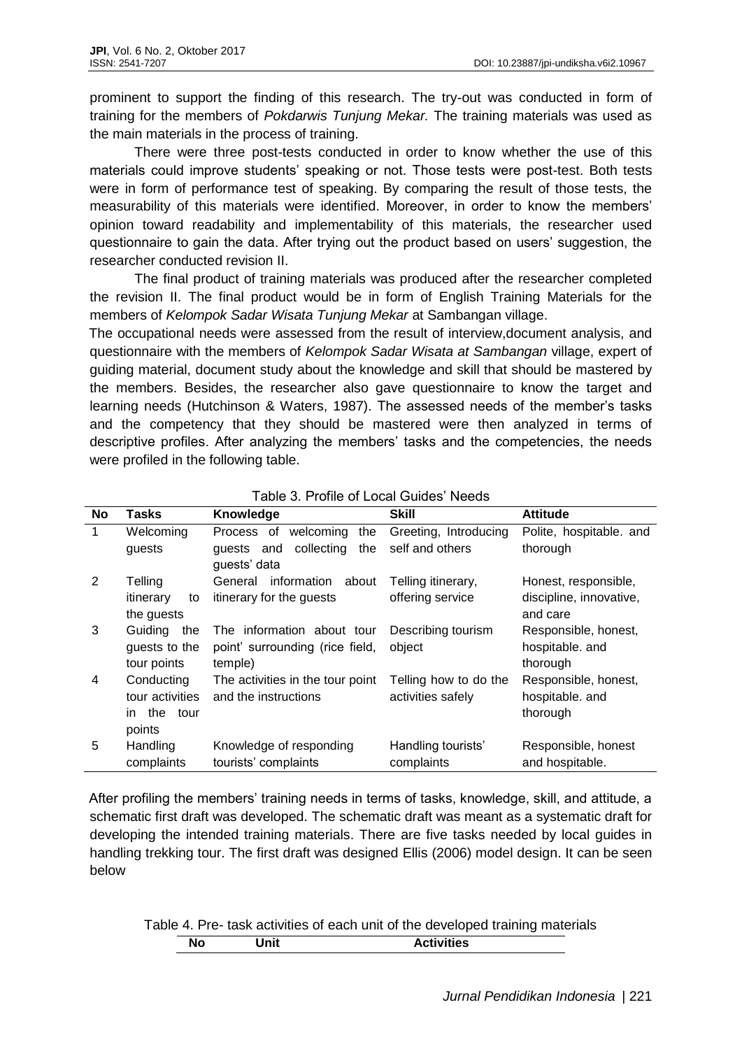prominent to support the finding of this research. The try-out was conducted in form of training for the members of *Pokdarwis Tunjung Mekar.* The training materials was used as the main materials in the process of training.

There were three post-tests conducted in order to know whether the use of this materials could improve students' speaking or not. Those tests were post-test. Both tests were in form of performance test of speaking. By comparing the result of those tests, the measurability of this materials were identified. Moreover, in order to know the members' opinion toward readability and implementability of this materials, the researcher used questionnaire to gain the data. After trying out the product based on users' suggestion, the researcher conducted revision II.

The final product of training materials was produced after the researcher completed the revision II. The final product would be in form of English Training Materials for the members of *Kelompok Sadar Wisata Tunjung Mekar* at Sambangan village.

The occupational needs were assessed from the result of interview,document analysis, and questionnaire with the members of *Kelompok Sadar Wisata at Sambangan* village, expert of guiding material, document study about the knowledge and skill that should be mastered by the members. Besides, the researcher also gave questionnaire to know the target and learning needs (Hutchinson & Waters, 1987). The assessed needs of the member's tasks and the competency that they should be mastered were then analyzed in terms of descriptive profiles. After analyzing the members' tasks and the competencies, the needs were profiled in the following table.

Table 3. Profile of Local Guides' Needs

| No | Tasks | Knowledge | Skill | Attitude |
|---|---|---|---|---|
| 1 | Welcoming guests | Process of welcoming the guests and collecting the guests' data | Greeting, Introducing self and others | Polite, hospitable. and thorough |
| 2 | Telling itinerary to the guests | General information about itinerary for the guests | Telling itinerary, offering service | Honest, responsible, discipline, innovative, and care |
| 3 | Guiding the guests to the tour points | The information about tour point' surrounding (rice field, temple) | Describing tourism object | Responsible, honest, hospitable. and thorough |
| 4 | Conducting tour activities in the tour points | The activities in the tour point and the instructions | Telling how to do the activities safely | Responsible, honest, hospitable. and thorough |
| 5 | Handling complaints | Knowledge of responding tourists' complaints | Handling tourists' complaints | Responsible, honest and hospitable. |

After profiling the members' training needs in terms of tasks, knowledge, skill, and attitude, a schematic first draft was developed. The schematic draft was meant as a systematic draft for developing the intended training materials. There are five tasks needed by local guides in handling trekking tour. The first draft was designed Ellis (2006) model design. It can be seen below

Table 4. Pre- task activities of each unit of the developed training materials

| No | Unit | Activities |
|---|---|---|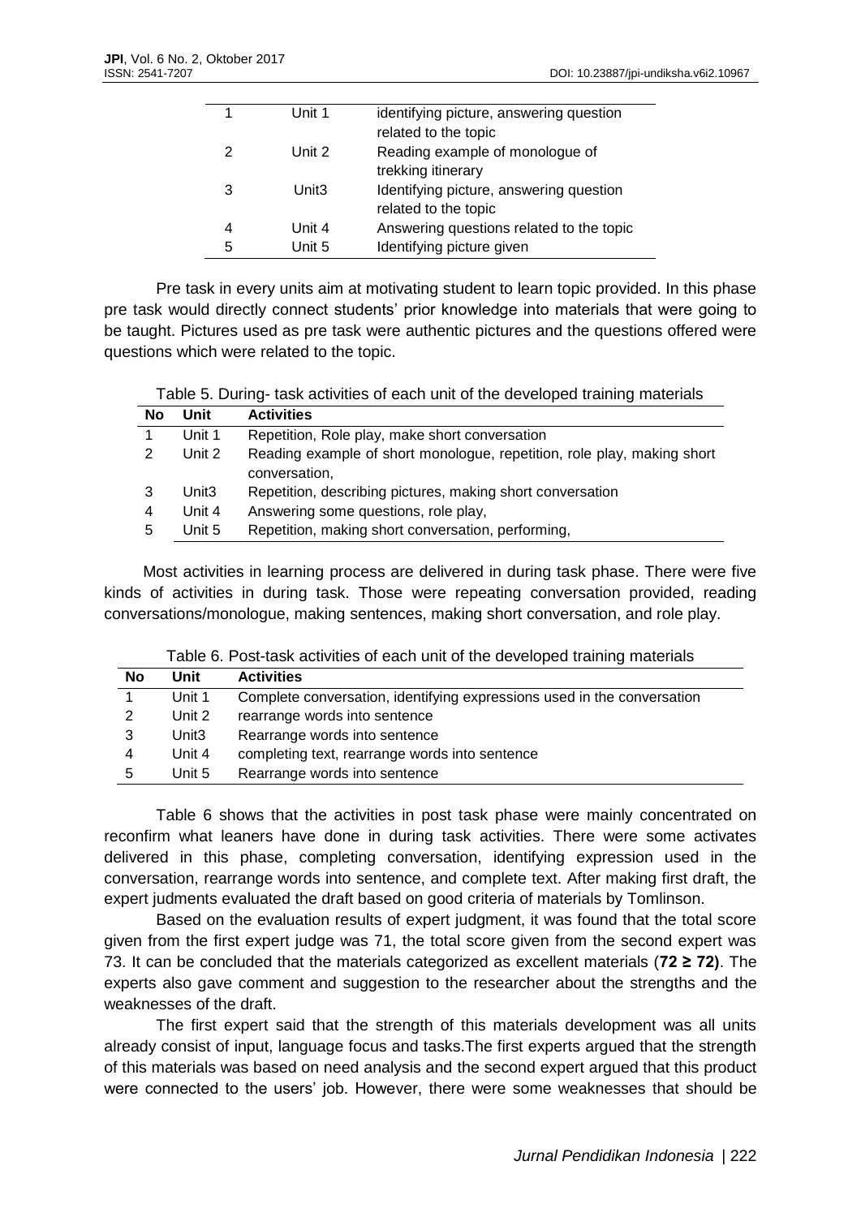| | | |
|---|---|---|
| 1 | Unit 1 | identifying picture, answering question related to the topic |
| 2 | Unit 2 | Reading example of monologue of trekking itinerary |
| 3 | Unit3 | Identifying picture, answering question related to the topic |
| 4 | Unit 4 | Answering questions related to the topic |
| 5 | Unit 5 | Identifying picture given |

Pre task in every units aim at motivating student to learn topic provided. In this phase pre task would directly connect students' prior knowledge into materials that were going to be taught. Pictures used as pre task were authentic pictures and the questions offered were questions which were related to the topic.

Table 5. During- task activities of each unit of the developed training materials

| No | Unit | Activities |
|---|---|---|
| 1 | Unit 1 | Repetition, Role play, make short conversation |
| 2 | Unit 2 | Reading example of short monologue, repetition, role play, making short conversation, |
| 3 | Unit3 | Repetition, describing pictures, making short conversation |
| 4 | Unit 4 | Answering some questions, role play, |
| 5 | Unit 5 | Repetition, making short conversation, performing, |

Most activities in learning process are delivered in during task phase. There were five kinds of activities in during task. Those were repeating conversation provided, reading conversations/monologue, making sentences, making short conversation, and role play.

Table 6. Post-task activities of each unit of the developed training materials

| No | Unit | Activities |
|---|---|---|
| 1 | Unit 1 | Complete conversation, identifying expressions used in the conversation |
| 2 | Unit 2 | rearrange words into sentence |
| 3 | Unit3 | Rearrange words into sentence |
| 4 | Unit 4 | completing text, rearrange words into sentence |
| 5 | Unit 5 | Rearrange words into sentence |

Table 6 shows that the activities in post task phase were mainly concentrated on reconfirm what leaners have done in during task activities. There were some activates delivered in this phase, completing conversation, identifying expression used in the conversation, rearrange words into sentence, and complete text. After making first draft, the expert judments evaluated the draft based on good criteria of materials by Tomlinson.

Based on the evaluation results of expert judgment, it was found that the total score given from the first expert judge was 71, the total score given from the second expert was 73. It can be concluded that the materials categorized as excellent materials (**72 ≥ 72)**. The experts also gave comment and suggestion to the researcher about the strengths and the weaknesses of the draft.

The first expert said that the strength of this materials development was all units already consist of input, language focus and tasks.The first experts argued that the strength of this materials was based on need analysis and the second expert argued that this product were connected to the users' job. However, there were some weaknesses that should be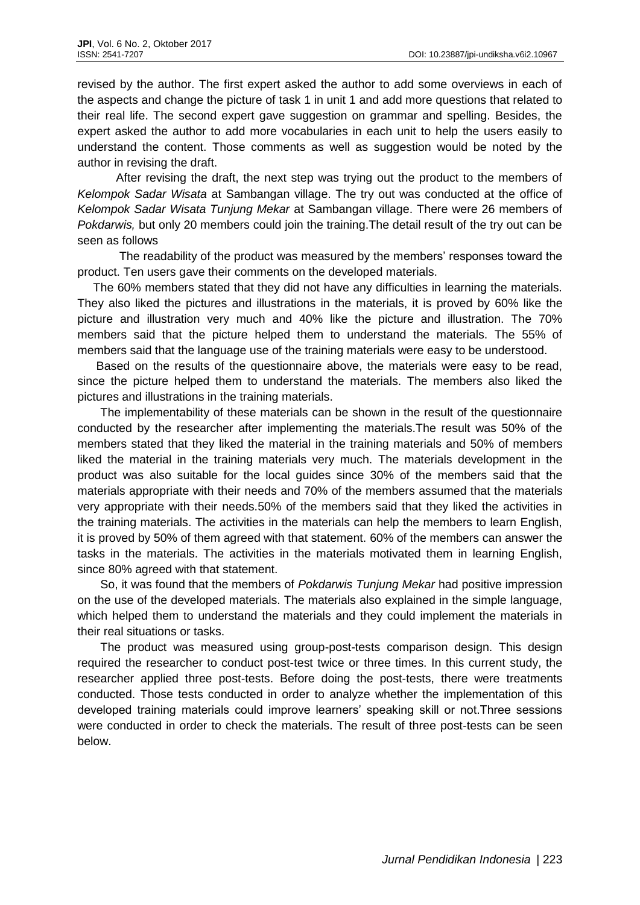revised by the author. The first expert asked the author to add some overviews in each of the aspects and change the picture of task 1 in unit 1 and add more questions that related to their real life. The second expert gave suggestion on grammar and spelling. Besides, the expert asked the author to add more vocabularies in each unit to help the users easily to understand the content. Those comments as well as suggestion would be noted by the author in revising the draft.

After revising the draft, the next step was trying out the product to the members of *Kelompok Sadar Wisata* at Sambangan village. The try out was conducted at the office of *Kelompok Sadar Wisata Tunjung Mekar* at Sambangan village. There were 26 members of *Pokdarwis,* but only 20 members could join the training.The detail result of the try out can be seen as follows

The readability of the product was measured by the members' responses toward the product. Ten users gave their comments on the developed materials.

The 60% members stated that they did not have any difficulties in learning the materials. They also liked the pictures and illustrations in the materials, it is proved by 60% like the picture and illustration very much and 40% like the picture and illustration. The 70% members said that the picture helped them to understand the materials. The 55% of members said that the language use of the training materials were easy to be understood.

Based on the results of the questionnaire above, the materials were easy to be read, since the picture helped them to understand the materials. The members also liked the pictures and illustrations in the training materials.

The implementability of these materials can be shown in the result of the questionnaire conducted by the researcher after implementing the materials.The result was 50% of the members stated that they liked the material in the training materials and 50% of members liked the material in the training materials very much. The materials development in the product was also suitable for the local guides since 30% of the members said that the materials appropriate with their needs and 70% of the members assumed that the materials very appropriate with their needs.50% of the members said that they liked the activities in the training materials. The activities in the materials can help the members to learn English, it is proved by 50% of them agreed with that statement. 60% of the members can answer the tasks in the materials. The activities in the materials motivated them in learning English, since 80% agreed with that statement.

So, it was found that the members of *Pokdarwis Tunjung Mekar* had positive impression on the use of the developed materials. The materials also explained in the simple language, which helped them to understand the materials and they could implement the materials in their real situations or tasks.

The product was measured using group-post-tests comparison design. This design required the researcher to conduct post-test twice or three times. In this current study, the researcher applied three post-tests. Before doing the post-tests, there were treatments conducted. Those tests conducted in order to analyze whether the implementation of this developed training materials could improve learners' speaking skill or not.Three sessions were conducted in order to check the materials. The result of three post-tests can be seen below.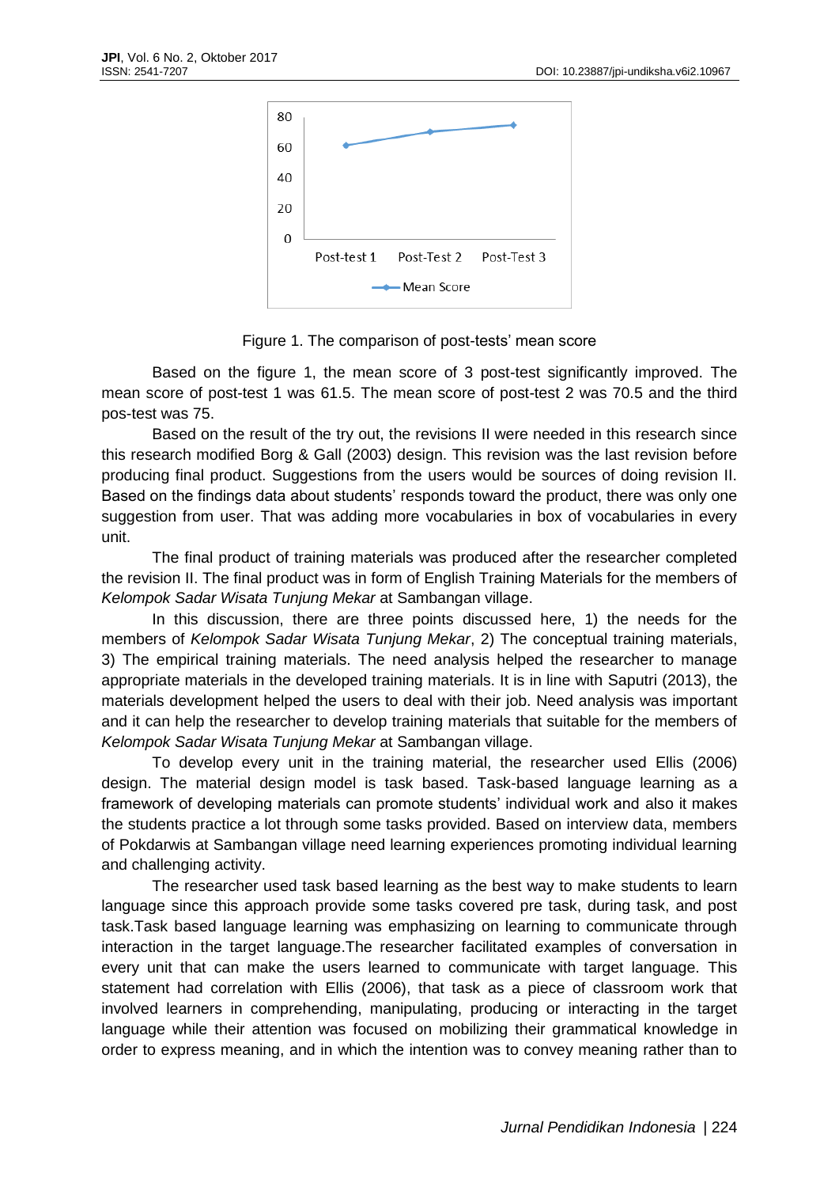Figure 1. The comparison of post-tests' mean score

Based on the figure 1, the mean score of 3 post-test significantly improved. The mean score of post-test 1 was 61.5. The mean score of post-test 2 was 70.5 and the third pos-test was 75.

Based on the result of the try out, the revisions II were needed in this research since this research modified Borg & Gall (2003) design. This revision was the last revision before producing final product. Suggestions from the users would be sources of doing revision II. Based on the findings data about students' responds toward the product, there was only one suggestion from user. That was adding more vocabularies in box of vocabularies in every unit.

The final product of training materials was produced after the researcher completed the revision II. The final product was in form of English Training Materials for the members of *Kelompok Sadar Wisata Tunjung Mekar* at Sambangan village.

In this discussion, there are three points discussed here, 1) the needs for the members of *Kelompok Sadar Wisata Tunjung Mekar*, 2) The conceptual training materials, 3) The empirical training materials. The need analysis helped the researcher to manage appropriate materials in the developed training materials. It is in line with Saputri (2013), the materials development helped the users to deal with their job. Need analysis was important and it can help the researcher to develop training materials that suitable for the members of *Kelompok Sadar Wisata Tunjung Mekar* at Sambangan village.

To develop every unit in the training material, the researcher used Ellis (2006) design. The material design model is task based. Task-based language learning as a framework of developing materials can promote students' individual work and also it makes the students practice a lot through some tasks provided. Based on interview data, members of Pokdarwis at Sambangan village need learning experiences promoting individual learning and challenging activity.

The researcher used task based learning as the best way to make students to learn language since this approach provide some tasks covered pre task, during task, and post task.Task based language learning was emphasizing on learning to communicate through interaction in the target language.The researcher facilitated examples of conversation in every unit that can make the users learned to communicate with target language. This statement had correlation with Ellis (2006), that task as a piece of classroom work that involved learners in comprehending, manipulating, producing or interacting in the target language while their attention was focused on mobilizing their grammatical knowledge in order to express meaning, and in which the intention was to convey meaning rather than to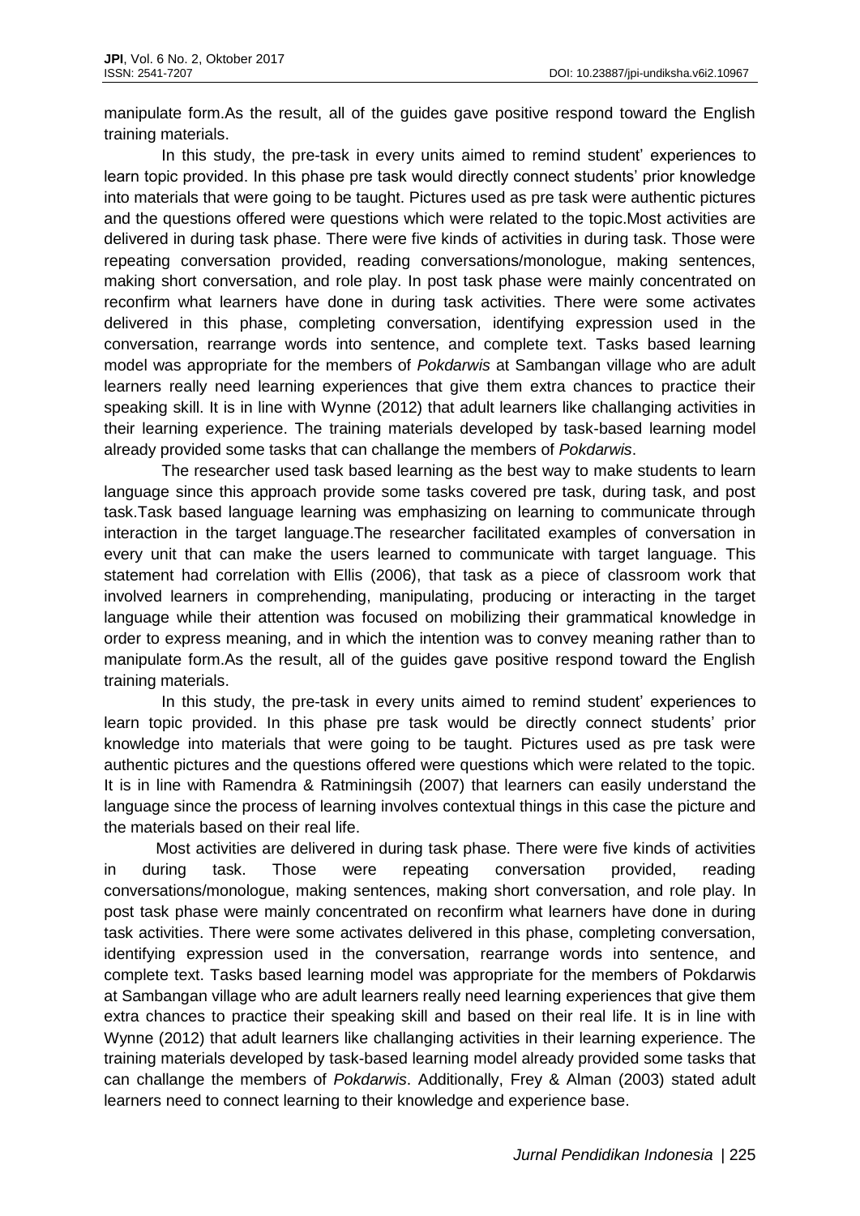manipulate form.As the result, all of the guides gave positive respond toward the English training materials.

In this study, the pre-task in every units aimed to remind student' experiences to learn topic provided. In this phase pre task would directly connect students' prior knowledge into materials that were going to be taught. Pictures used as pre task were authentic pictures and the questions offered were questions which were related to the topic.Most activities are delivered in during task phase. There were five kinds of activities in during task. Those were repeating conversation provided, reading conversations/monologue, making sentences, making short conversation, and role play. In post task phase were mainly concentrated on reconfirm what learners have done in during task activities. There were some activates delivered in this phase, completing conversation, identifying expression used in the conversation, rearrange words into sentence, and complete text. Tasks based learning model was appropriate for the members of *Pokdarwis* at Sambangan village who are adult learners really need learning experiences that give them extra chances to practice their speaking skill. It is in line with Wynne (2012) that adult learners like challanging activities in their learning experience. The training materials developed by task-based learning model already provided some tasks that can challange the members of *Pokdarwis*.

The researcher used task based learning as the best way to make students to learn language since this approach provide some tasks covered pre task, during task, and post task.Task based language learning was emphasizing on learning to communicate through interaction in the target language.The researcher facilitated examples of conversation in every unit that can make the users learned to communicate with target language. This statement had correlation with Ellis (2006), that task as a piece of classroom work that involved learners in comprehending, manipulating, producing or interacting in the target language while their attention was focused on mobilizing their grammatical knowledge in order to express meaning, and in which the intention was to convey meaning rather than to manipulate form.As the result, all of the guides gave positive respond toward the English training materials.

In this study, the pre-task in every units aimed to remind student' experiences to learn topic provided. In this phase pre task would be directly connect students' prior knowledge into materials that were going to be taught. Pictures used as pre task were authentic pictures and the questions offered were questions which were related to the topic. It is in line with Ramendra & Ratminingsih (2007) that learners can easily understand the language since the process of learning involves contextual things in this case the picture and the materials based on their real life.

Most activities are delivered in during task phase. There were five kinds of activities in during task. Those were repeating conversation provided, reading conversations/monologue, making sentences, making short conversation, and role play. In post task phase were mainly concentrated on reconfirm what learners have done in during task activities. There were some activates delivered in this phase, completing conversation, identifying expression used in the conversation, rearrange words into sentence, and complete text. Tasks based learning model was appropriate for the members of Pokdarwis at Sambangan village who are adult learners really need learning experiences that give them extra chances to practice their speaking skill and based on their real life. It is in line with Wynne (2012) that adult learners like challanging activities in their learning experience. The training materials developed by task-based learning model already provided some tasks that can challange the members of *Pokdarwis*. Additionally, Frey & Alman (2003) stated adult learners need to connect learning to their knowledge and experience base.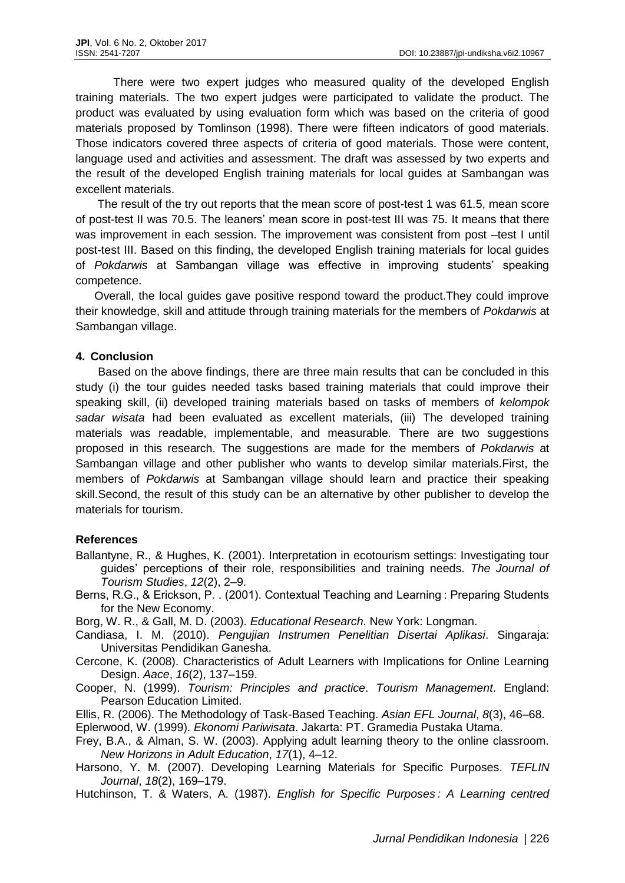There were two expert judges who measured quality of the developed English training materials. The two expert judges were participated to validate the product. The product was evaluated by using evaluation form which was based on the criteria of good materials proposed by Tomlinson (1998). There were fifteen indicators of good materials. Those indicators covered three aspects of criteria of good materials. Those were content, language used and activities and assessment. The draft was assessed by two experts and the result of the developed English training materials for local guides at Sambangan was excellent materials.

The result of the try out reports that the mean score of post-test 1 was 61.5, mean score of post-test II was 70.5. The leaners' mean score in post-test III was 75. It means that there was improvement in each session. The improvement was consistent from post –test I until post-test III. Based on this finding, the developed English training materials for local guides of *Pokdarwis* at Sambangan village was effective in improving students' speaking competence.

Overall, the local guides gave positive respond toward the product.They could improve their knowledge, skill and attitude through training materials for the members of *Pokdarwis* at Sambangan village.

## 4. Conclusion

Based on the above findings, there are three main results that can be concluded in this study (i) the tour guides needed tasks based training materials that could improve their speaking skill, (ii) developed training materials based on tasks of members of *kelompok sadar wisata* had been evaluated as excellent materials, (iii) The developed training materials was readable, implementable, and measurable. There are two suggestions proposed in this research. The suggestions are made for the members of *Pokdarwis* at Sambangan village and other publisher who wants to develop similar materials.First, the members of *Pokdarwis* at Sambangan village should learn and practice their speaking skill.Second, the result of this study can be an alternative by other publisher to develop the materials for tourism.

## References

Ballantyne, R., & Hughes, K. (2001). Interpretation in ecotourism settings: Investigating tour guides' perceptions of their role, responsibilities and training needs. *The Journal of Tourism Studies*, *12*(2), 2–9.

Berns, R.G., & Erickson, P. . (2001). Contextual Teaching and Learning : Preparing Students for the New Economy.

Borg, W. R., & Gall, M. D. (2003). *Educational Research*. New York: Longman.

Candiasa, I. M. (2010). *Pengujian Instrumen Penelitian Disertai Aplikasi*. Singaraja: Universitas Pendidikan Ganesha.

Cercone, K. (2008). Characteristics of Adult Learners with Implications for Online Learning Design. *Aace*, *16*(2), 137–159.

Cooper, N. (1999). *Tourism: Principles and practice*. *Tourism Management*. England: Pearson Education Limited.

Ellis, R. (2006). The Methodology of Task-Based Teaching. *Asian EFL Journal*, *8*(3), 46–68.

Eplerwood, W. (1999). *Ekonomi Pariwisata*. Jakarta: PT. Gramedia Pustaka Utama.

Frey, B.A., & Alman, S. W. (2003). Applying adult learning theory to the online classroom. *New Horizons in Adult Education*, *17*(1), 4–12.

Harsono, Y. M. (2007). Developing Learning Materials for Specific Purposes. *TEFLIN Journal*, *18*(2), 169–179.

Hutchinson, T. & Waters, A. (1987). *English for Specific Purposes : A Learning centred*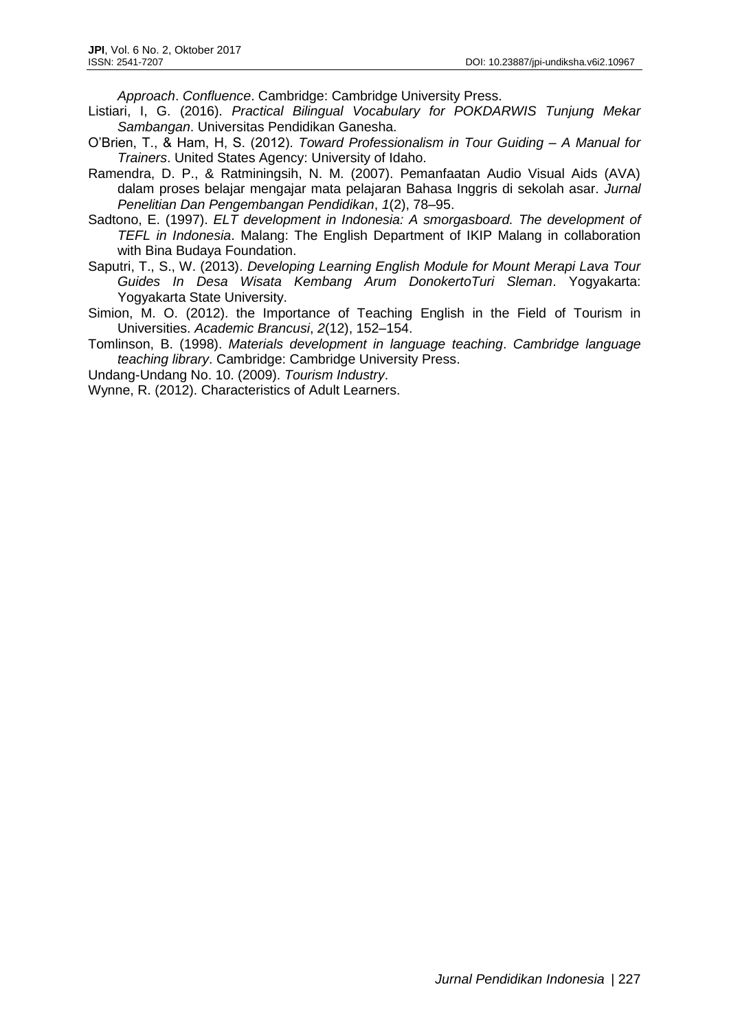*Approach*. *Confluence*. Cambridge: Cambridge University Press.

Listiari, I, G. (2016). *Practical Bilingual Vocabulary for POKDARWIS Tunjung Mekar Sambangan*. Universitas Pendidikan Ganesha.

O'Brien, T., & Ham, H, S. (2012). *Toward Professionalism in Tour Guiding – A Manual for Trainers*. United States Agency: University of Idaho.

Ramendra, D. P., & Ratminingsih, N. M. (2007). Pemanfaatan Audio Visual Aids (AVA) dalam proses belajar mengajar mata pelajaran Bahasa Inggris di sekolah asar. *Jurnal Penelitian Dan Pengembangan Pendidikan*, *1*(2), 78–95.

Sadtono, E. (1997). *ELT development in Indonesia: A smorgasboard. The development of TEFL in Indonesia*. Malang: The English Department of IKIP Malang in collaboration with Bina Budaya Foundation.

Saputri, T., S., W. (2013). *Developing Learning English Module for Mount Merapi Lava Tour Guides In Desa Wisata Kembang Arum DonokertoTuri Sleman*. Yogyakarta: Yogyakarta State University.

Simion, M. O. (2012). the Importance of Teaching English in the Field of Tourism in Universities. *Academic Brancusi*, *2*(12), 152–154.

Tomlinson, B. (1998). *Materials development in language teaching*. *Cambridge language teaching library*. Cambridge: Cambridge University Press.

Undang-Undang No. 10. (2009). *Tourism Industry*.

Wynne, R. (2012). Characteristics of Adult Learners.